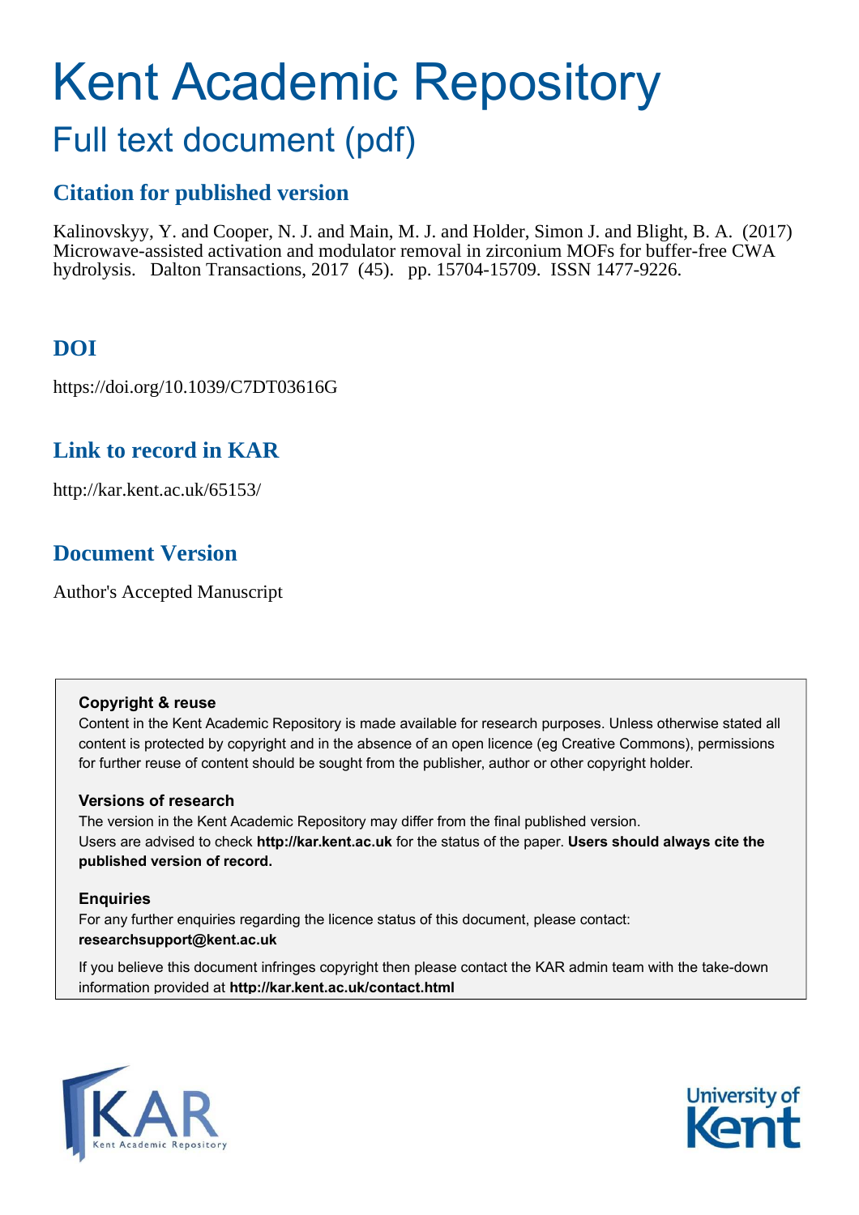# Kent Academic Repository

## Full text document (pdf)

## Citation for published version

Kalinovskyy, Y. and Cooper, N. J. and Main, M. J. and Holder, Simon J. and Blight, B. A. (2017) Microwave-assisted activation and modulator removal in zirconium MOFs for buffer-free CWA hydrolysis. Dalton Transactions, 2017 (45). pp. 15704-15709. ISSN 1477-9226.

## DOI

https://doi.org/10.1039/C7DT03616G

## Link to record in KAR

http://kar.kent.ac.uk/65153/

## Document Version

Author's Accepted Manuscript

**Copyright & reuse**

Content in the Kent Academic Repository is made available for research purposes. Unless otherwise stated all content is protected by copyright and in the absence of an open licence (eg Creative Commons), permissions for further reuse of content should be sought from the publisher, author or other copyright holder.

**Versions of research**

The version in the Kent Academic Repository may differ from the final published version. Users are advised to check **http://kar.kent.ac.uk** for the status of the paper. **Users should always cite the published version of record.**

**Enquiries**

For any further enquiries regarding the licence status of this document, please contact: **researchsupport@kent.ac.uk**

If you believe this document infringes copyright then please contact the KAR admin team with the take-down information provided at **http://kar.kent.ac.uk/contact.html**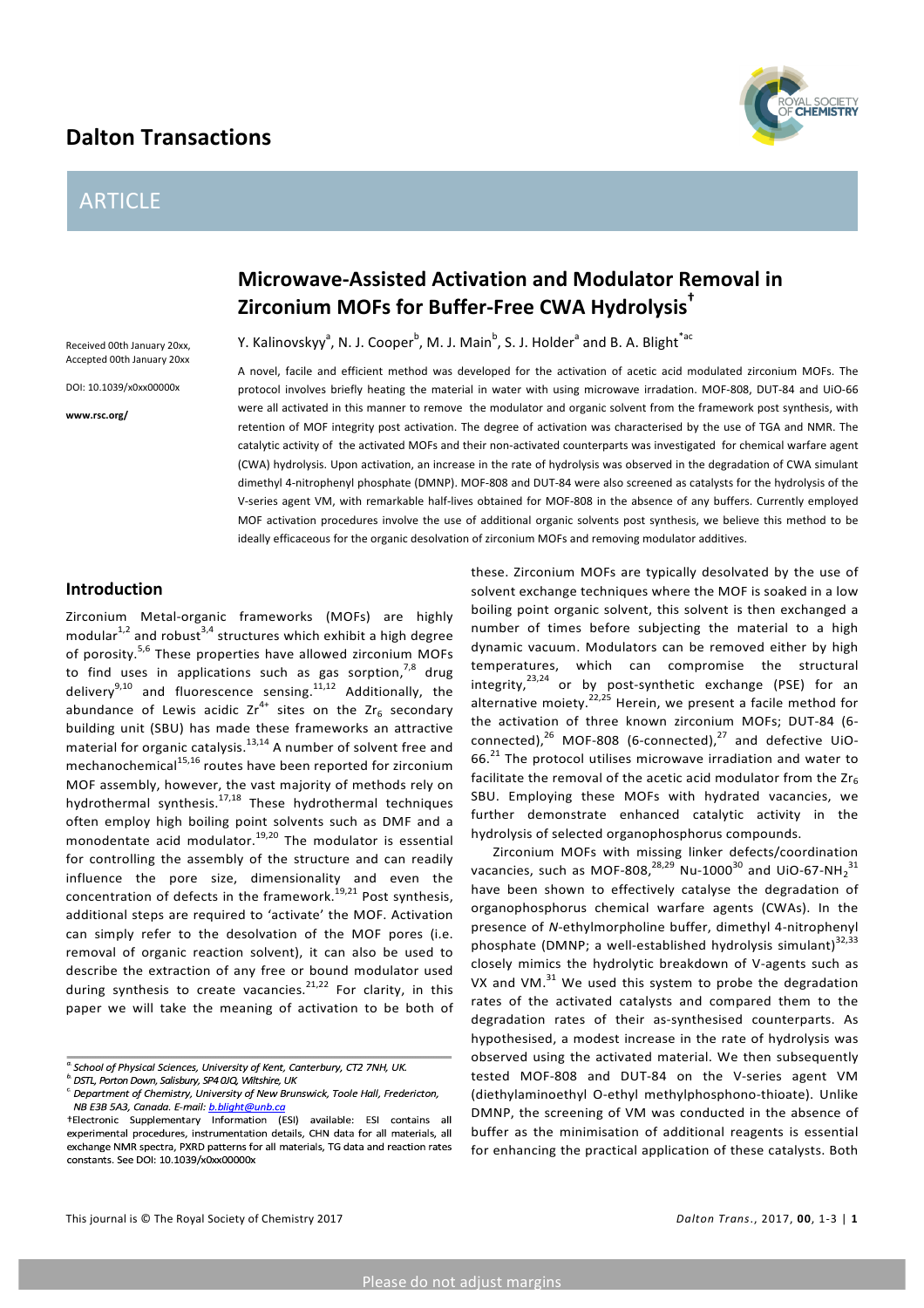# Microwave-Assisted Activation and Modulator Removal in Zirconium MOFs for Buffer-Free CWA Hydrolysis†

Y. Kalinovskyy[a], N. J. Cooper[b], M. J. Main[b], S. J. Holder[a] and B. A. Blight*[ac]

Received 00th January 20xx,
Accepted 00th January 20xx

DOI: 10.1039/x0xx00000x

www.rsc.org/

A novel, facile and efficient method was developed for the activation of acetic acid modulated zirconium MOFs. The protocol involves briefly heating the material in water with using microwave irradiation. MOF-808, DUT-84 and UiO-66 were all activated in this manner to remove the modulator and organic solvent from the framework post synthesis, with retention of MOF integrity post activation. The degree of activation was characterised by the use of TGA and NMR. The catalytic activity of the activated MOFs and their non-activated counterparts was investigated for chemical warfare agent (CWA) hydrolysis. Upon activation, an increase in the rate of hydrolysis was observed in the degradation of CWA simulant dimethyl 4-nitrophenyl phosphate (DMNP). MOF-808 and DUT-84 were also screened as catalysts for the hydrolysis of the V-series agent VM, with remarkable half-lives obtained for MOF-808 in the absence of any buffers. Currently employed MOF activation procedures involve the use of additional organic solvents post synthesis, we believe this method to be ideally efficacious for the organic desolvation of zirconium MOFs and removing modulator additives.

## Introduction

Zirconium Metal-organic frameworks (MOFs) are highly modular[1,2] and robust[3,4] structures which exhibit a high degree of porosity.[5,6] These properties have allowed zirconium MOFs to find uses in applications such as gas sorption,[7,8] drug delivery[9,10] and fluorescence sensing.[11,12] Additionally, the abundance of Lewis acidic $Zr^{4+}$ sites on the $Zr_6$ secondary building unit (SBU) has made these frameworks an attractive material for organic catalysis.[13,14] A number of solvent free and mechanochemical[15,16] routes have been reported for zirconium MOF assembly, however, the vast majority of methods rely on hydrothermal synthesis.[17,18] These hydrothermal techniques often employ high boiling point solvents such as DMF and a monodentate acid modulator.[19,20] The modulator is essential for controlling the assembly of the structure and can readily influence the pore size, dimensionality and even the concentration of defects in the framework.[19,21] Post synthesis, additional steps are required to 'activate' the MOF. Activation can simply refer to the desolvation of the MOF pores (i.e. removal of organic reaction solvent), it can also be used to describe the extraction of any free or bound modulator used during synthesis to create vacancies.[21,22] For clarity, in this paper we will take the meaning of activation to be both of these. Zirconium MOFs are typically desolvated by the use of solvent exchange techniques where the MOF is soaked in a low boiling point organic solvent, this solvent is then exchanged a number of times before subjecting the material to a high dynamic vacuum. Modulators can be removed either by high temperatures, which can compromise the structural integrity,[23,24] or by post-synthetic exchange (PSE) for an alternative moiety.[22,25] Herein, we present a facile method for the activation of three known zirconium MOFs; DUT-84 (6-connected),[26] MOF-808 (6-connected),[27] and defective UiO-66.[21] The protocol utilises microwave irradiation and water to facilitate the removal of the acetic acid modulator from the $Zr_6$ SBU. Employing these MOFs with hydrated vacancies, we further demonstrate enhanced catalytic activity in the hydrolysis of selected organophosphorus compounds.

Zirconium MOFs with missing linker defects/coordination vacancies, such as MOF-808,[28,29] Nu-1000[30] and UiO-67-$NH_2$[31] have been shown to effectively catalyse the degradation of organophosphorus chemical warfare agents (CWAs). In the presence of *N*-ethylmorpholine buffer, dimethyl 4-nitrophenyl phosphate (DMNP; a well-established hydrolysis simulant)[32,33] closely mimics the hydrolytic breakdown of V-agents such as VX and VM.[31] We used this system to probe the degradation rates of the activated catalysts and compared them to the degradation rates of their as-synthesised counterparts. As hypothesised, a modest increase in the rate of hydrolysis was observed using the activated material. We then subsequently tested MOF-808 and DUT-84 on the V-series agent VM (diethylaminoethyl O-ethyl methylphosphono-thioate). Unlike DMNP, the screening of VM was conducted in the absence of buffer as the minimisation of additional reagents is essential for enhancing the practical application of these catalysts. Both

---

[a] School of Physical Sciences, University of Kent, Canterbury, CT2 7NH, UK.
[b] DSTL, Porton Down, Salisbury, SP4 0JQ, Wiltshire, UK
[c] Department of Chemistry, University of New Brunswick, Toole Hall, Fredericton, NB E3B 5A3, Canada. E-mail: b.blight@unb.ca

†Electronic Supplementary Information (ESI) available: ESI contains all experimental procedures, instrumentation details, CHN data for all materials, all exchange NMR spectra, PXRD patterns for all materials, TG data and reaction rates constants. See DOI: 10.1039/x0xx00000x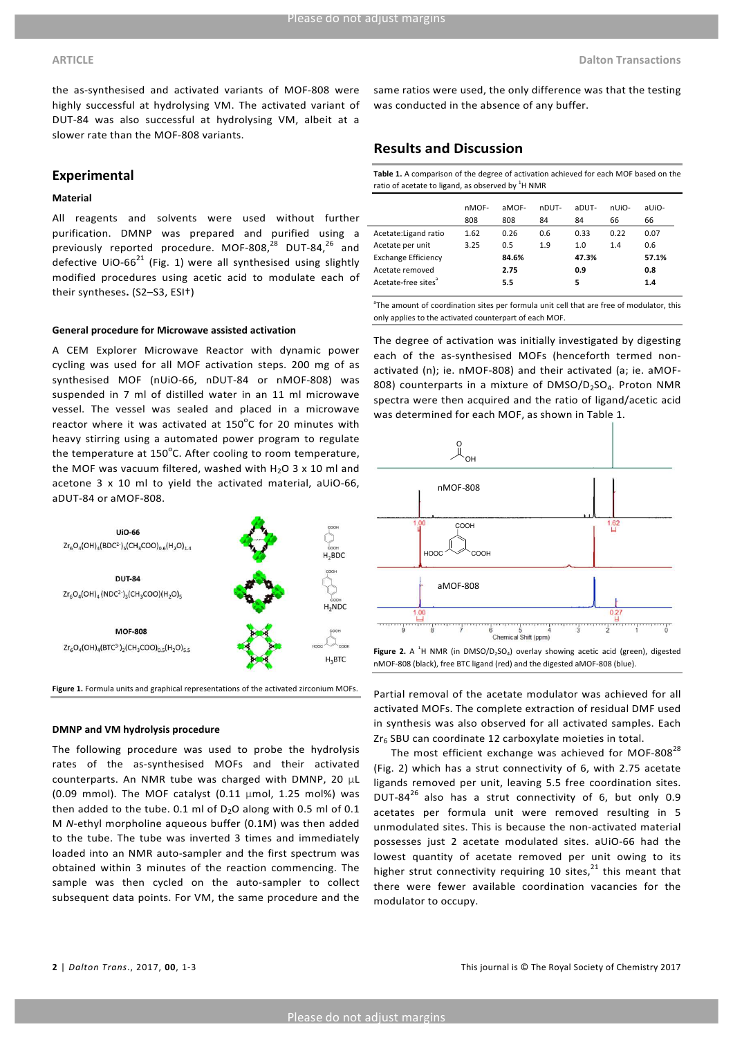the as-synthesised and activated variants of MOF-808 were highly successful at hydrolysing VM. The activated variant of DUT-84 was also successful at hydrolysing VM, albeit at a slower rate than the MOF-808 variants.

## Experimental

### Material

All reagents and solvents were used without further purification. DMNP was prepared and purified using a previously reported procedure. MOF-808,[28] DUT-84,[26] and defective UiO-66[21] (Fig. 1) were all synthesised using slightly modified procedures using acetic acid to modulate each of their syntheses. (S2–S3, ESI†)

#### General procedure for Microwave assisted activation

A CEM Explorer Microwave Reactor with dynamic power cycling was used for all MOF activation steps. 200 mg of as synthesised MOF (nUiO-66, nDUT-84 or nMOF-808) was suspended in 7 ml of distilled water in an 11 ml microwave vessel. The vessel was sealed and placed in a microwave reactor where it was activated at 150°C for 20 minutes with heavy stirring using a automated power program to regulate the temperature at 150°C. After cooling to room temperature, the MOF was vacuum filtered, washed with $H_2O$ 3 x 10 ml and acetone 3 x 10 ml to yield the activated material, aUiO-66, aDUT-84 or aMOF-808.

UiO-66 $Zr_6O_4(OH)_4(BDC^{2-})_5(CH_3COO)_{0.6}(H_2O)_{1.4}$ — $H_2BDC$

DUT-84 $Zr_6O_4(OH)_4(NDC^{2-})_3(CH_3COO)(H_2O)_5$ — $H_2NDC$

MOF-808 $Zr_6O_4(OH)_4(BTC^{3-})_2(CH_3COO)_{0.5}(H_2O)_{5.5}$ — $H_3BTC$

**Figure 1.** Formula units and graphical representations of the activated zirconium MOFs.

#### DMNP and VM hydrolysis procedure

The following procedure was used to probe the hydrolysis rates of the as-synthesised MOFs and their activated counterparts. An NMR tube was charged with DMNP, 20 µL (0.09 mmol). The MOF catalyst (0.11 µmol, 1.25 mol%) was then added to the tube. 0.1 ml of $D_2O$ along with 0.5 ml of 0.1 M *N*-ethyl morpholine aqueous buffer (0.1M) was then added to the tube. The tube was inverted 3 times and immediately loaded into an NMR auto-sampler and the first spectrum was obtained within 3 minutes of the reaction commencing. The sample was then cycled on the auto-sampler to collect subsequent data points. For VM, the same procedure and the same ratios were used, the only difference was that the testing was conducted in the absence of any buffer.

## Results and Discussion

**Table 1.** A comparison of the degree of activation achieved for each MOF based on the ratio of acetate to ligand, as observed by $^1$H NMR

| | nMOF-808 | aMOF-808 | nDUT-84 | aDUT-84 | nUiO-66 | aUiO-66 |
|---|---|---|---|---|---|---|
| Acetate:Ligand ratio | 1.62 | 0.26 | 0.6 | 0.33 | 0.22 | 0.07 |
| Acetate per unit | 3.25 | 0.5 | 1.9 | 1.0 | 1.4 | 0.6 |
| Exchange Efficiency | | **84.6%** | | **47.3%** | | **57.1%** |
| Acetate removed | | **2.75** | | **0.9** | | **0.8** |
| Acetate-free sites[a] | | **5.5** | | **5** | | **1.4** |

[a]The amount of coordination sites per formula unit cell that are free of modulator, this only applies to the activated counterpart of each MOF.

The degree of activation was initially investigated by digesting each of the as-synthesised MOFs (henceforth termed non-activated (n); ie. nMOF-808) and their activated (a; ie. aMOF-808) counterparts in a mixture of DMSO/$D_2SO_4$. Proton NMR spectra were then acquired and the ratio of ligand/acetic acid was determined for each MOF, as shown in Table 1.

**Figure 2.** A $^1$H NMR (in DMSO/$D_2SO_4$) overlay showing acetic acid (green), digested nMOF-808 (black), free BTC ligand (red) and the digested aMOF-808 (blue).

Partial removal of the acetate modulator was achieved for all activated MOFs. The complete extraction of residual DMF used in synthesis was also observed for all activated samples. Each $Zr_6$ SBU can coordinate 12 carboxylate moieties in total.

The most efficient exchange was achieved for MOF-808[28] (Fig. 2) which has a strut connectivity of 6, with 2.75 acetate ligands removed per unit, leaving 5.5 free coordination sites. DUT-84[26] also has a strut connectivity of 6, but only 0.9 acetates per formula unit were removed resulting in 5 unmodulated sites. This is because the non-activated material possesses just 2 acetate modulated sites. aUiO-66 had the lowest quantity of acetate removed per unit owing to its higher strut connectivity requiring 10 sites,[21] this meant that there were fewer available coordination vacancies for the modulator to occupy.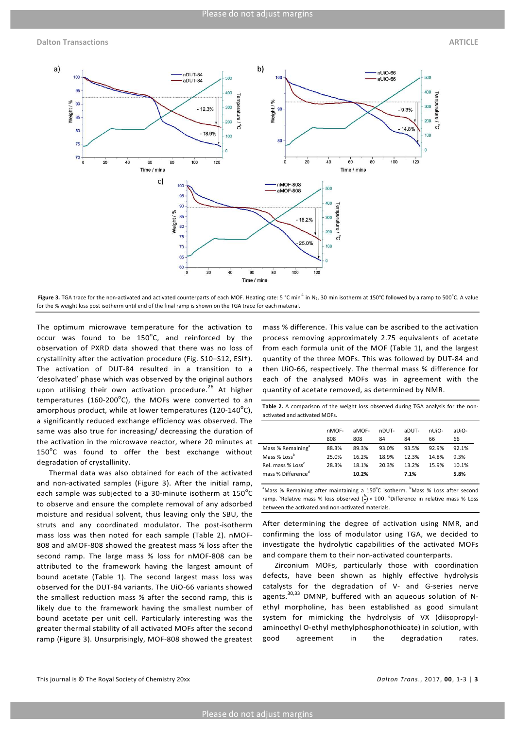**Figure 3.** TGA trace for the non-activated and activated counterparts of each MOF. Heating rate: 5 °C min$^{-1}$ in $N_2$, 30 min isotherm at 150°C followed by a ramp to 500°C. A value for the % weight loss post isotherm until end of the final ramp is shown on the TGA trace for each material.

The optimum microwave temperature for the activation to occur was found to be 150°C, and reinforced by the observation of PXRD data showed that there was no loss of crystallinity after the activation procedure (Fig. S10–S12, ESI†). The activation of DUT-84 resulted in a transition to a 'desolvated' phase which was observed by the original authors upon utilising their own activation procedure.[26] At higher temperatures (160-200°C), the MOFs were converted to an amorphous product, while at lower temperatures (120-140°C), a significantly reduced exchange efficiency was observed. The same was also true for increasing/ decreasing the duration of the activation in the microwave reactor, where 20 minutes at 150°C was found to offer the best exchange without degradation of crystallinity.

Thermal data was also obtained for each of the activated and non-activated samples (Figure 3). After the initial ramp, each sample was subjected to a 30-minute isotherm at 150°C to observe and ensure the complete removal of any adsorbed moisture and residual solvent, thus leaving only the SBU, the struts and any coordinated modulator. The post-isotherm mass loss was then noted for each sample (Table 2). nMOF-808 and aMOF-808 showed the greatest mass % loss after the second ramp. The large mass % loss for nMOF-808 can be attributed to the framework having the largest amount of bound acetate (Table 1). The second largest mass loss was observed for the DUT-84 variants. The UiO-66 variants showed the smallest reduction mass % after the second ramp, this is likely due to the framework having the smallest number of bound acetate per unit cell. Particularly interesting was the greater thermal stability of all activated MOFs after the second ramp (Figure 3). Unsurprisingly, MOF-808 showed the greatest mass % difference. This value can be ascribed to the activation process removing approximately 2.75 equivalents of acetate from each formula unit of the MOF (Table 1), and the largest quantity of the three MOFs. This was followed by DUT-84 and then UiO-66, respectively. The thermal mass % difference for each of the analysed MOFs was in agreement with the quantity of acetate removed, as determined by NMR.

**Table 2.** A comparison of the weight loss observed during TGA analysis for the non-activated and activated MOFs.

| | nMOF-808 | aMOF-808 | nDUT-84 | aDUT-84 | nUiO-66 | aUiO-66 |
|---|---|---|---|---|---|---|
| Mass % Remaining[a] | 88.3% | 89.3% | 93.0% | 93.5% | 92.9% | 92.1% |
| Mass % Loss[b] | 25.0% | 16.2% | 18.9% | 12.3% | 14.8% | 9.3% |
| Rel. mass % Loss[c] | 28.3% | 18.1% | 20.3% | 13.2% | 15.9% | 10.1% |
| mass % Difference[d] | | **10.2%** | | **7.1%** | | **5.8%** |

[a]Mass % Remaining after maintaining a 150°C isotherm. [b]Mass % Loss after second ramp. [c]Relative mass % loss observed $\left(\frac{b}{a}\right) * 100$. [d]Difference in relative mass % Loss between the activated and non-activated materials.

After determining the degree of activation using NMR, and confirming the loss of modulator using TGA, we decided to investigate the hydrolytic capabilities of the activated MOFs and compare them to their non-activated counterparts.

Zirconium MOFs, particularly those with coordination defects, have been shown as highly effective hydrolysis catalysts for the degradation of V- and G-series nerve agents.[30,33] DMNP, buffered with an aqueous solution of N-ethyl morpholine, has been established as good simulant system for mimicking the hydrolysis of VX (diisopropyl-aminoethyl O-ethyl methylphosphonothioate) in solution, with good agreement in the degradation rates.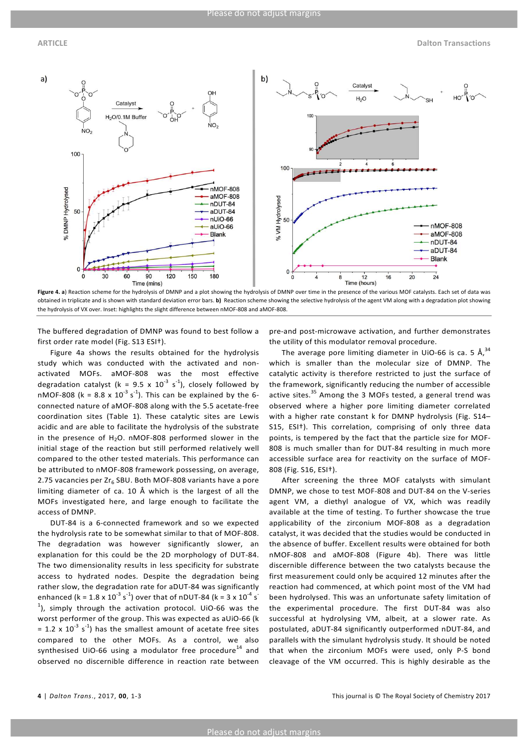**Figure 4. a**) Reaction scheme for the hydrolysis of DMNP and a plot showing the hydrolysis of DMNP over time in the presence of the various MOF catalysts. Each set of data was obtained in triplicate and is shown with standard deviation error bars. **b)** Reaction scheme showing the selective hydrolysis of the agent VM along with a degradation plot showing the hydrolysis of VX over. Inset: highlights the slight difference between nMOF-808 and aMOF-808.

The buffered degradation of DMNP was found to best follow a first order rate model (Fig. S13 ESI†).

Figure 4a shows the results obtained for the hydrolysis study which was conducted with the activated and non-activated MOFs. aMOF-808 was the most effective degradation catalyst ($k = 9.5 \times 10^{-3}\ s^{-1}$), closely followed by nMOF-808 ($k = 8.8 \times 10^{-3}\ s^{-1}$). This can be explained by the 6-connected nature of aMOF-808 along with the 5.5 acetate-free coordination sites (Table 1). These catalytic sites are Lewis acidic and are able to facilitate the hydrolysis of the substrate in the presence of $H_2O$. nMOF-808 performed slower in the initial stage of the reaction but still performed relatively well compared to the other tested materials. This performance can be attributed to nMOF-808 framework possessing, on average, 2.75 vacancies per $Zr_6$ SBU. Both MOF-808 variants have a pore limiting diameter of ca. 10 Å which is the largest of all the MOFs investigated here, and large enough to facilitate the access of DMNP.

DUT-84 is a 6-connected framework and so we expected the hydrolysis rate to be somewhat similar to that of MOF-808. The degradation was however significantly slower, an explanation for this could be the 2D morphology of DUT-84. The two dimensionality results in less specificity for substrate access to hydrated nodes. Despite the degradation being rather slow, the degradation rate for aDUT-84 was significantly enhanced ($k = 1.8 \times 10^{-3}\ s^{-1}$) over that of nDUT-84 ($k = 3 \times 10^{-4}\ s^{-1}$), simply through the activation protocol. UiO-66 was the worst performer of the group. This was expected as aUiO-66 ($k = 1.2 \times 10^{-3}\ s^{-1}$) has the smallest amount of acetate free sites compared to the other MOFs. As a control, we also synthesised UiO-66 using a modulator free procedure[14] and observed no discernible difference in reaction rate between pre-and post-microwave activation, and further demonstrates the utility of this modulator removal procedure.

The average pore limiting diameter in UiO-66 is ca. 5 Å,[34] which is smaller than the molecular size of DMNP. The catalytic activity is therefore restricted to just the surface of the framework, significantly reducing the number of accessible active sites.[35] Among the 3 MOFs tested, a general trend was observed where a higher pore limiting diameter correlated with a higher rate constant k for DMNP hydrolysis (Fig. S14–S15, ESI†). This correlation, comprising of only three data points, is tempered by the fact that the particle size for MOF-808 is much smaller than for DUT-84 resulting in much more accessible surface area for reactivity on the surface of MOF-808 (Fig. S16, ESI†).

After screening the three MOF catalysts with simulant DMNP, we chose to test MOF-808 and DUT-84 on the V-series agent VM, a diethyl analogue of VX, which was readily available at the time of testing. To further showcase the true applicability of the zirconium MOF-808 as a degradation catalyst, it was decided that the studies would be conducted in the absence of buffer. Excellent results were obtained for both nMOF-808 and aMOF-808 (Figure 4b). There was little discernible difference between the two catalysts because the first measurement could only be acquired 12 minutes after the reaction had commenced, at which point most of the VM had been hydrolysed. This was an unfortunate safety limitation of the experimental procedure. The first DUT-84 was also successful at hydrolysing VM, albeit, at a slower rate. As postulated, aDUT-84 significantly outperformed nDUT-84, and parallels with the simulant hydrolysis study. It should be noted that when the zirconium MOFs were used, only P-S bond cleavage of the VM occurred. This is highly desirable as the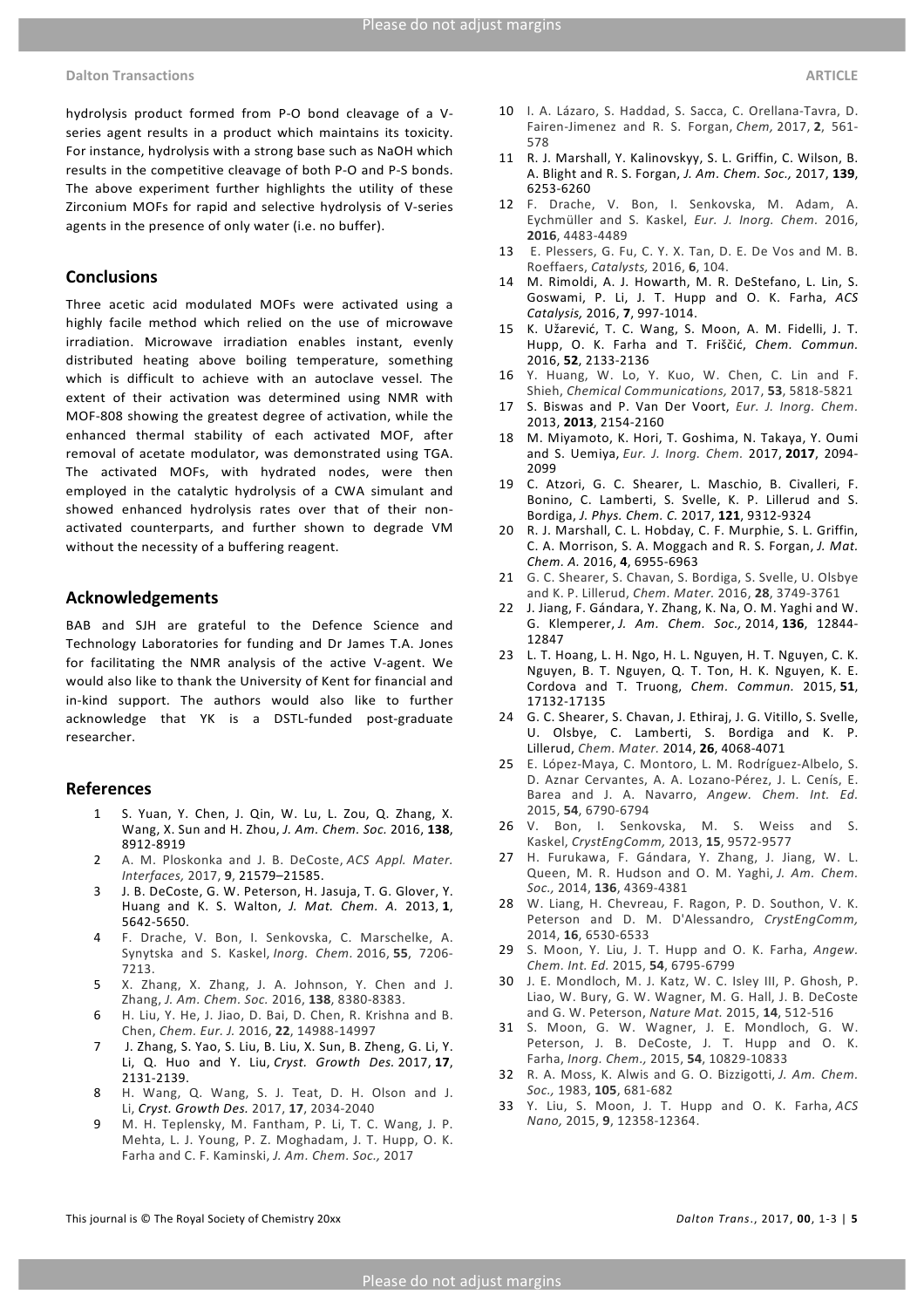hydrolysis product formed from P-O bond cleavage of a V-series agent results in a product which maintains its toxicity. For instance, hydrolysis with a strong base such as NaOH which results in the competitive cleavage of both P-O and P-S bonds. The above experiment further highlights the utility of these Zirconium MOFs for rapid and selective hydrolysis of V-series agents in the presence of only water (i.e. no buffer).

## Conclusions

Three acetic acid modulated MOFs were activated using a highly facile method which relied on the use of microwave irradiation. Microwave irradiation enables instant, evenly distributed heating above boiling temperature, something which is difficult to achieve with an autoclave vessel. The extent of their activation was determined using NMR with MOF-808 showing the greatest degree of activation, while the enhanced thermal stability of each activated MOF, after removal of acetate modulator, was demonstrated using TGA. The activated MOFs, with hydrated nodes, were then employed in the catalytic hydrolysis of a CWA simulant and showed enhanced hydrolysis rates over that of their non-activated counterparts, and further shown to degrade VM without the necessity of a buffering reagent.

## Acknowledgements

BAB and SJH are grateful to the Defence Science and Technology Laboratories for funding and Dr James T.A. Jones for facilitating the NMR analysis of the active V-agent. We would also like to thank the University of Kent for financial and in-kind support. The authors would also like to further acknowledge that YK is a DSTL-funded post-graduate researcher.

## References

1. S. Yuan, Y. Chen, J. Qin, W. Lu, L. Zou, Q. Zhang, X. Wang, X. Sun and H. Zhou, *J. Am. Chem. Soc.* 2016, **138**, 8912-8919
2. A. M. Ploskonka and J. B. DeCoste, *ACS Appl. Mater. Interfaces,* 2017, **9**, 21579–21585.
3. J. B. DeCoste, G. W. Peterson, H. Jasuja, T. G. Glover, Y. Huang and K. S. Walton, *J. Mat. Chem. A.* 2013, **1**, 5642-5650.
4. F. Drache, V. Bon, I. Senkovska, C. Marschelke, A. Synytska and S. Kaskel, *Inorg. Chem*. 2016, **55**, 7206-7213.
5. X. Zhang, X. Zhang, J. A. Johnson, Y. Chen and J. Zhang, *J. Am. Chem. Soc.* 2016, **138**, 8380-8383.
6. H. Liu, Y. He, J. Jiao, D. Bai, D. Chen, R. Krishna and B. Chen, *Chem. Eur. J.* 2016, **22**, 14988-14997
7. J. Zhang, S. Yao, S. Liu, B. Liu, X. Sun, B. Zheng, G. Li, Y. Li, Q. Huo and Y. Liu, *Cryst. Growth Des.* 2017, **17**, 2131-2139.
8. H. Wang, Q. Wang, S. J. Teat, D. H. Olson and J. Li, *Cryst. Growth Des.* 2017, **17**, 2034-2040
9. M. H. Teplensky, M. Fantham, P. Li, T. C. Wang, J. P. Mehta, L. J. Young, P. Z. Moghadam, J. T. Hupp, O. K. Farha and C. F. Kaminski, *J. Am. Chem. Soc.,* 2017
10. I. A. Lázaro, S. Haddad, S. Sacca, C. Orellana-Tavra, D. Fairen-Jimenez and R. S. Forgan, *Chem,* 2017, **2**, 561-578
11. R. J. Marshall, Y. Kalinovskyy, S. L. Griffin, C. Wilson, B. A. Blight and R. S. Forgan, *J. Am. Chem. Soc.,* 2017, **139**, 6253-6260
12. F. Drache, V. Bon, I. Senkovska, M. Adam, A. Eychmüller and S. Kaskel, *Eur. J. Inorg. Chem.* 2016, **2016**, 4483-4489
13. E. Plessers, G. Fu, C. Y. X. Tan, D. E. De Vos and M. B. Roeffaers, *Catalysts,* 2016, **6**, 104.
14. M. Rimoldi, A. J. Howarth, M. R. DeStefano, L. Lin, S. Goswami, P. Li, J. T. Hupp and O. K. Farha, *ACS Catalysis,* 2016, **7**, 997-1014.
15. K. Užarević, T. C. Wang, S. Moon, A. M. Fidelli, J. T. Hupp, O. K. Farha and T. Friščić, *Chem. Commun.* 2016, **52**, 2133-2136
16. Y. Huang, W. Lo, Y. Kuo, W. Chen, C. Lin and F. Shieh, *Chemical Communications,* 2017, **53**, 5818-5821
17. S. Biswas and P. Van Der Voort, *Eur. J. Inorg. Chem.* 2013, **2013**, 2154-2160
18. M. Miyamoto, K. Hori, T. Goshima, N. Takaya, Y. Oumi and S. Uemiya, *Eur. J. Inorg. Chem.* 2017, **2017**, 2094-2099
19. C. Atzori, G. C. Shearer, L. Maschio, B. Civalleri, F. Bonino, C. Lamberti, S. Svelle, K. P. Lillerud and S. Bordiga, *J. Phys. Chem. C.* 2017, **121**, 9312-9324
20. R. J. Marshall, C. L. Hobday, C. F. Murphie, S. L. Griffin, C. A. Morrison, S. A. Moggach and R. S. Forgan, *J. Mat. Chem. A.* 2016, **4**, 6955-6963
21. G. C. Shearer, S. Chavan, S. Bordiga, S. Svelle, U. Olsbye and K. P. Lillerud, *Chem. Mater.* 2016, **28**, 3749-3761
22. J. Jiang, F. Gándara, Y. Zhang, K. Na, O. M. Yaghi and W. G. Klemperer, *J. Am. Chem. Soc.,* 2014, **136**, 12844-12847
23. L. T. Hoang, L. H. Ngo, H. L. Nguyen, H. T. Nguyen, C. K. Nguyen, B. T. Nguyen, Q. T. Ton, H. K. Nguyen, K. E. Cordova and T. Truong, *Chem. Commun.* 2015, **51**, 17132-17135
24. G. C. Shearer, S. Chavan, J. Ethiraj, J. G. Vitillo, S. Svelle, U. Olsbye, C. Lamberti, S. Bordiga and K. P. Lillerud, *Chem. Mater.* 2014, **26**, 4068-4071
25. E. López-Maya, C. Montoro, L. M. Rodríguez-Albelo, S. D. Aznar Cervantes, A. A. Lozano-Pérez, J. L. Cenís, E. Barea and J. A. Navarro, *Angew. Chem. Int. Ed.* 2015, **54**, 6790-6794
26. V. Bon, I. Senkovska, M. S. Weiss and S. Kaskel, *CrystEngComm,* 2013, **15**, 9572-9577
27. H. Furukawa, F. Gándara, Y. Zhang, J. Jiang, W. L. Queen, M. R. Hudson and O. M. Yaghi, *J. Am. Chem. Soc.,* 2014, **136**, 4369-4381
28. W. Liang, H. Chevreau, F. Ragon, P. D. Southon, V. K. Peterson and D. M. D'Alessandro, *CrystEngComm,* 2014, **16**, 6530-6533
29. S. Moon, Y. Liu, J. T. Hupp and O. K. Farha, *Angew. Chem. Int. Ed.* 2015, **54**, 6795-6799
30. J. E. Mondloch, M. J. Katz, W. C. Isley III, P. Ghosh, P. Liao, W. Bury, G. W. Wagner, M. G. Hall, J. B. DeCoste and G. W. Peterson, *Nature Mat.* 2015, **14**, 512-516
31. S. Moon, G. W. Wagner, J. E. Mondloch, G. W. Peterson, J. B. DeCoste, J. T. Hupp and O. K. Farha, *Inorg. Chem.,* 2015, **54**, 10829-10833
32. R. A. Moss, K. Alwis and G. O. Bizzigotti, *J. Am. Chem. Soc.,* 1983, **105**, 681-682
33. Y. Liu, S. Moon, J. T. Hupp and O. K. Farha, *ACS Nano,* 2015, **9**, 12358-12364.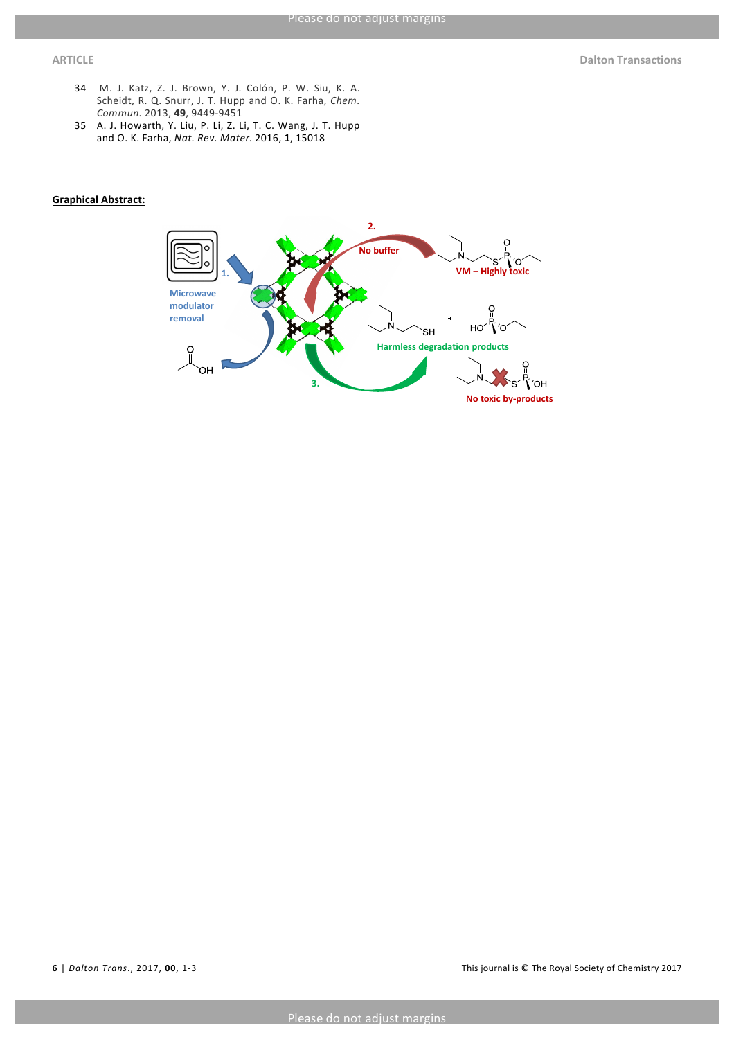34 M. J. Katz, Z. J. Brown, Y. J. Colón, P. W. Siu, K. A. Scheidt, R. Q. Snurr, J. T. Hupp and O. K. Farha, *Chem. Commun.* 2013, **49**, 9449-9451

35 A. J. Howarth, Y. Liu, P. Li, Z. Li, T. C. Wang, J. T. Hupp and O. K. Farha, *Nat. Rev. Mater.* 2016, **1**, 15018

**Graphical Abstract:**

1\.
Microwave modulator removal

2\.
No buffer

VM – Highly toxic

3\.
Harmless degradation products

No toxic by-products